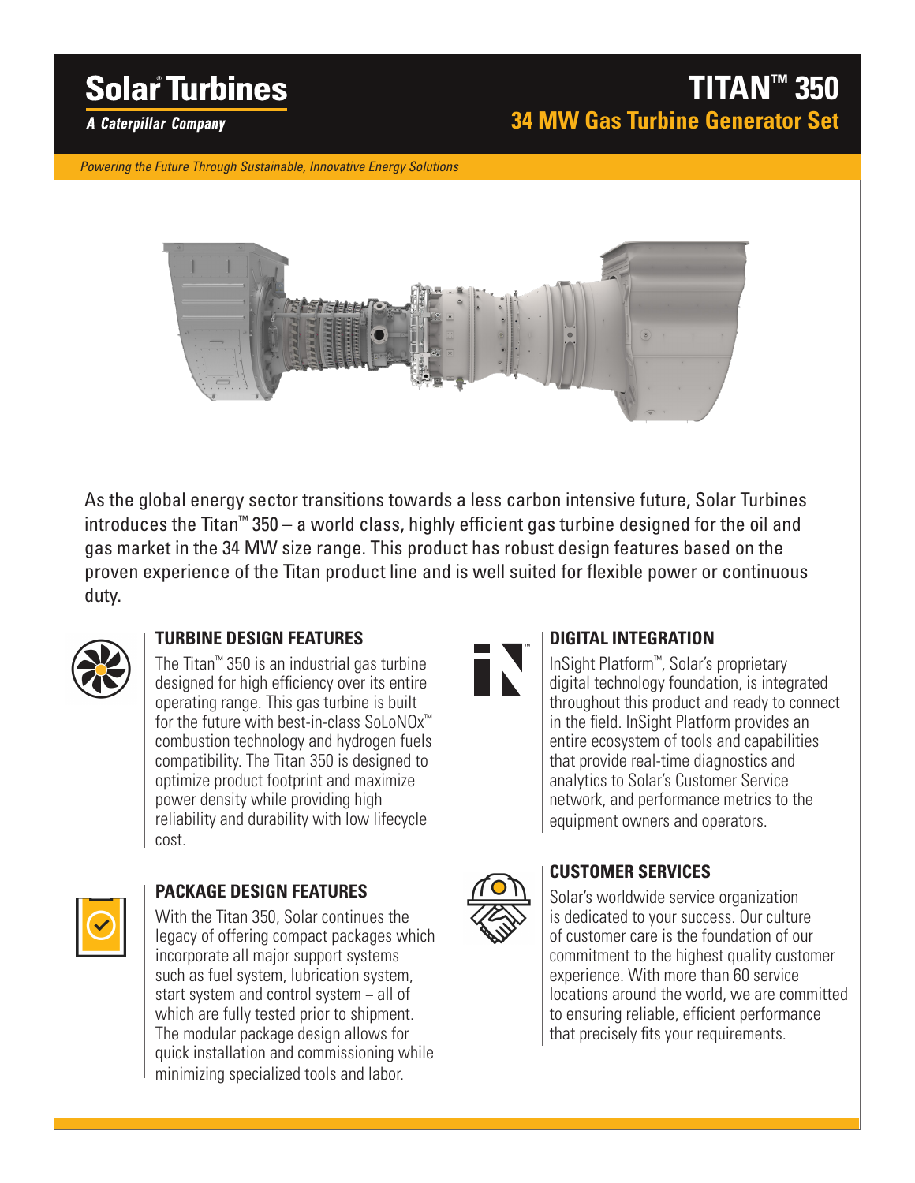# Solar Turbines

*A Caterpillar Company*

# TITAN™ 350

## 34 MW Gas Turbine Generator Set

*Powering the Future Through Sustainable, Innovative Energy Solutions*

As the global energy sector transitions towards a less carbon intensive future, Solar Turbines introduces the Titan™ 350 – a world class, highly efficient gas turbine designed for the oil and gas market in the 34 MW size range. This product has robust design features based on the proven experience of the Titan product line and is well suited for flexible power or continuous duty.

### TURBINE DESIGN FEATURES

The Titan™ 350 is an industrial gas turbine designed for high efficiency over its entire operating range. This gas turbine is built for the future with best-in-class SoLoNOx™ combustion technology and hydrogen fuels compatibility. The Titan 350 is designed to optimize product footprint and maximize power density while providing high reliability and durability with low lifecycle cost.

### PACKAGE DESIGN FEATURES

With the Titan 350, Solar continues the legacy of offering compact packages which incorporate all major support systems such as fuel system, lubrication system, start system and control system – all of which are fully tested prior to shipment. The modular package design allows for quick installation and commissioning while minimizing specialized tools and labor.

### DIGITAL INTEGRATION

InSight Platform™, Solar's proprietary digital technology foundation, is integrated throughout this product and ready to connect in the field. InSight Platform provides an entire ecosystem of tools and capabilities that provide real-time diagnostics and analytics to Solar's Customer Service network, and performance metrics to the equipment owners and operators.

### CUSTOMER SERVICES

Solar's worldwide service organization is dedicated to your success. Our culture of customer care is the foundation of our commitment to the highest quality customer experience. With more than 60 service locations around the world, we are committed to ensuring reliable, efficient performance that precisely fits your requirements.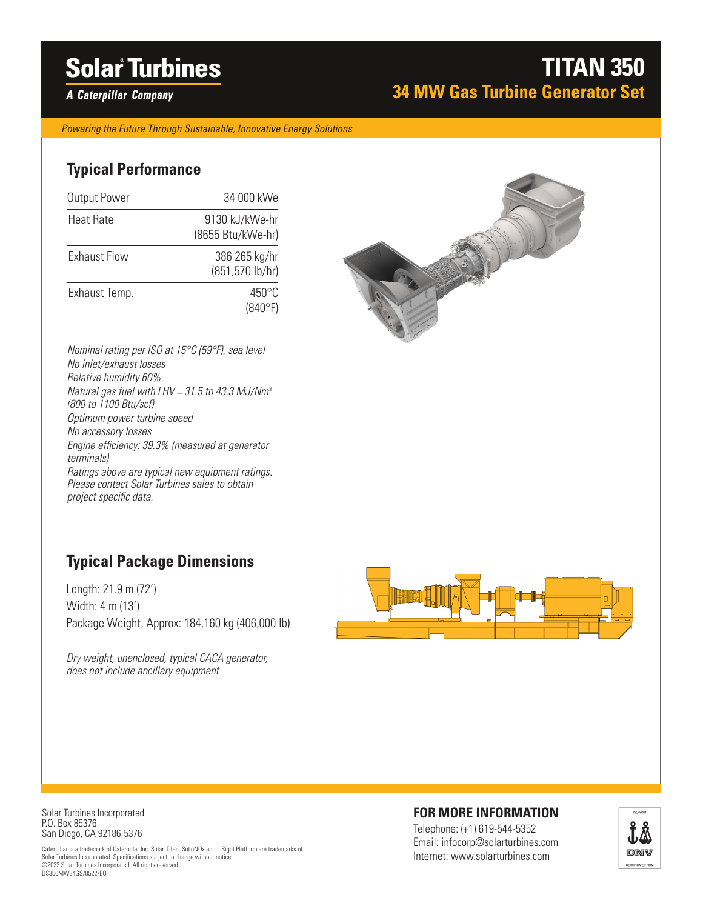# Solar Turbines

*A Caterpillar Company*

# TITAN 350

## 34 MW Gas Turbine Generator Set

*Powering the Future Through Sustainable, Innovative Energy Solutions*

## Typical Performance

| | |
|---|---|
| Output Power | 34 000 kWe |
| Heat Rate | 9130 kJ/kWe-hr (8655 Btu/kWe-hr) |
| Exhaust Flow | 386 265 kg/hr (851,570 lb/hr) |
| Exhaust Temp. | 450°C (840°F) |

*Nominal rating per ISO at 15°C (59°F), sea level*
*No inlet/exhaust losses*
*Relative humidity 60%*
*Natural gas fuel with LHV = 31.5 to 43.3 MJ/Nm³ (800 to 1100 Btu/scf)*
*Optimum power turbine speed*
*No accessory losses*
*Engine efficiency: 39.3% (measured at generator terminals)*
*Ratings above are typical new equipment ratings. Please contact Solar Turbines sales to obtain project specific data.*

## Typical Package Dimensions

Length: 21.9 m (72')
Width: 4 m (13')
Package Weight, Approx: 184,160 kg (406,000 lb)

*Dry weight, unenclosed, typical CACA generator, does not include ancillary equipment*

Solar Turbines Incorporated
P.O. Box 85376
San Diego, CA 92186-5376

Caterpillar is a trademark of Caterpillar Inc. Solar, Titan, SoLoNOx and InSight Platform are trademarks of Solar Turbines Incorporated. Specifications subject to change without notice.
©2022 Solar Turbines Incorporated. All rights reserved.
DS350MW34GS/0522/EO

### FOR MORE INFORMATION

Telephone: (+1) 619-544-5352
Email: infocorp@solarturbines.com
Internet: www.solarturbines.com